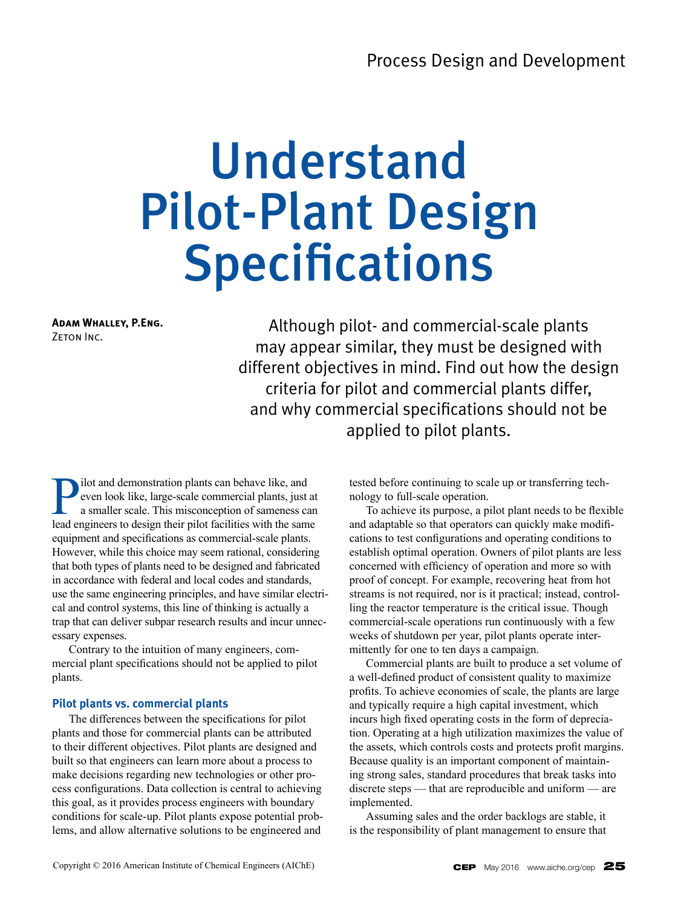# Understand Pilot-Plant Design Specifications

**Adam Whalley, P.Eng.**
Zeton Inc.

Although pilot- and commercial-scale plants may appear similar, they must be designed with different objectives in mind. Find out how the design criteria for pilot and commercial plants differ, and why commercial specifications should not be applied to pilot plants.

Pilot and demonstration plants can behave like, and even look like, large-scale commercial plants, just at a smaller scale. This misconception of sameness can lead engineers to design their pilot facilities with the same equipment and specifications as commercial-scale plants. However, while this choice may seem rational, considering that both types of plants need to be designed and fabricated in accordance with federal and local codes and standards, use the same engineering principles, and have similar electrical and control systems, this line of thinking is actually a trap that can deliver subpar research results and incur unnecessary expenses.

Contrary to the intuition of many engineers, commercial plant specifications should not be applied to pilot plants.

## Pilot plants vs. commercial plants

The differences between the specifications for pilot plants and those for commercial plants can be attributed to their different objectives. Pilot plants are designed and built so that engineers can learn more about a process to make decisions regarding new technologies or other process configurations. Data collection is central to achieving this goal, as it provides process engineers with boundary conditions for scale-up. Pilot plants expose potential problems, and allow alternative solutions to be engineered and tested before continuing to scale up or transferring technology to full-scale operation.

To achieve its purpose, a pilot plant needs to be flexible and adaptable so that operators can quickly make modifications to test configurations and operating conditions to establish optimal operation. Owners of pilot plants are less concerned with efficiency of operation and more so with proof of concept. For example, recovering heat from hot streams is not required, nor is it practical; instead, controlling the reactor temperature is the critical issue. Though commercial-scale operations run continuously with a few weeks of shutdown per year, pilot plants operate intermittently for one to ten days a campaign.

Commercial plants are built to produce a set volume of a well-defined product of consistent quality to maximize profits. To achieve economies of scale, the plants are large and typically require a high capital investment, which incurs high fixed operating costs in the form of depreciation. Operating at a high utilization maximizes the value of the assets, which controls costs and protects profit margins. Because quality is an important component of maintaining strong sales, standard procedures that break tasks into discrete steps — that are reproducible and uniform — are implemented.

Assuming sales and the order backlogs are stable, it is the responsibility of plant management to ensure that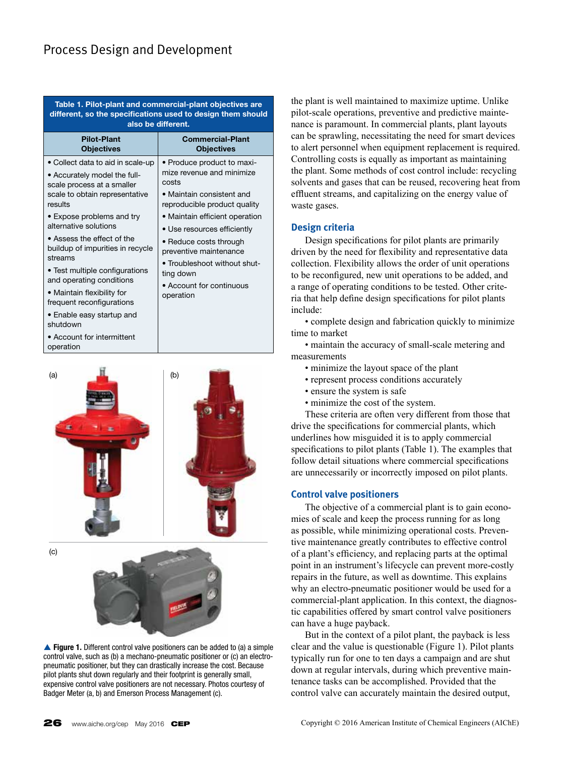**Table 1. Pilot-plant and commercial-plant objectives are different, so the specifications used to design them should also be different.**

| Pilot-Plant Objectives | Commercial-Plant Objectives |
|---|---|
| • Collect data to aid in scale-up<br>• Accurately model the full-scale process at a smaller scale to obtain representative results<br>• Expose problems and try alternative solutions<br>• Assess the effect of the buildup of impurities in recycle streams<br>• Test multiple configurations and operating conditions<br>• Maintain flexibility for frequent reconfigurations<br>• Enable easy startup and shutdown<br>• Account for intermittent operation | • Produce product to maximize revenue and minimize costs<br>• Maintain consistent and reproducible product quality<br>• Maintain efficient operation<br>• Use resources efficiently<br>• Reduce costs through preventive maintenance<br>• Troubleshoot without shutting down<br>• Account for continuous operation |

▲ **Figure 1.** Different control valve positioners can be added to (a) a simple control valve, such as (b) a mechano-pneumatic positioner or (c) an electro-pneumatic positioner, but they can drastically increase the cost. Because pilot plants shut down regularly and their footprint is generally small, expensive control valve positioners are not necessary. Photos courtesy of Badger Meter (a, b) and Emerson Process Management (c).

the plant is well maintained to maximize uptime. Unlike pilot-scale operations, preventive and predictive maintenance is paramount. In commercial plants, plant layouts can be sprawling, necessitating the need for smart devices to alert personnel when equipment replacement is required. Controlling costs is equally as important as maintaining the plant. Some methods of cost control include: recycling solvents and gases that can be reused, recovering heat from effluent streams, and capitalizing on the energy value of waste gases.

## Design criteria

Design specifications for pilot plants are primarily driven by the need for flexibility and representative data collection. Flexibility allows the order of unit operations to be reconfigured, new unit operations to be added, and a range of operating conditions to be tested. Other criteria that help define design specifications for pilot plants include:

- complete design and fabrication quickly to minimize time to market
- maintain the accuracy of small-scale metering and measurements
- minimize the layout space of the plant
- represent process conditions accurately
- ensure the system is safe
- minimize the cost of the system.

These criteria are often very different from those that drive the specifications for commercial plants, which underlines how misguided it is to apply commercial specifications to pilot plants (Table 1). The examples that follow detail situations where commercial specifications are unnecessarily or incorrectly imposed on pilot plants.

## Control valve positioners

The objective of a commercial plant is to gain economies of scale and keep the process running for as long as possible, while minimizing operational costs. Preventive maintenance greatly contributes to effective control of a plant's efficiency, and replacing parts at the optimal point in an instrument's lifecycle can prevent more-costly repairs in the future, as well as downtime. This explains why an electro-pneumatic positioner would be used for a commercial-plant application. In this context, the diagnostic capabilities offered by smart control valve positioners can have a huge payback.

But in the context of a pilot plant, the payback is less clear and the value is questionable (Figure 1). Pilot plants typically run for one to ten days a campaign and are shut down at regular intervals, during which preventive maintenance tasks can be accomplished. Provided that the control valve can accurately maintain the desired output,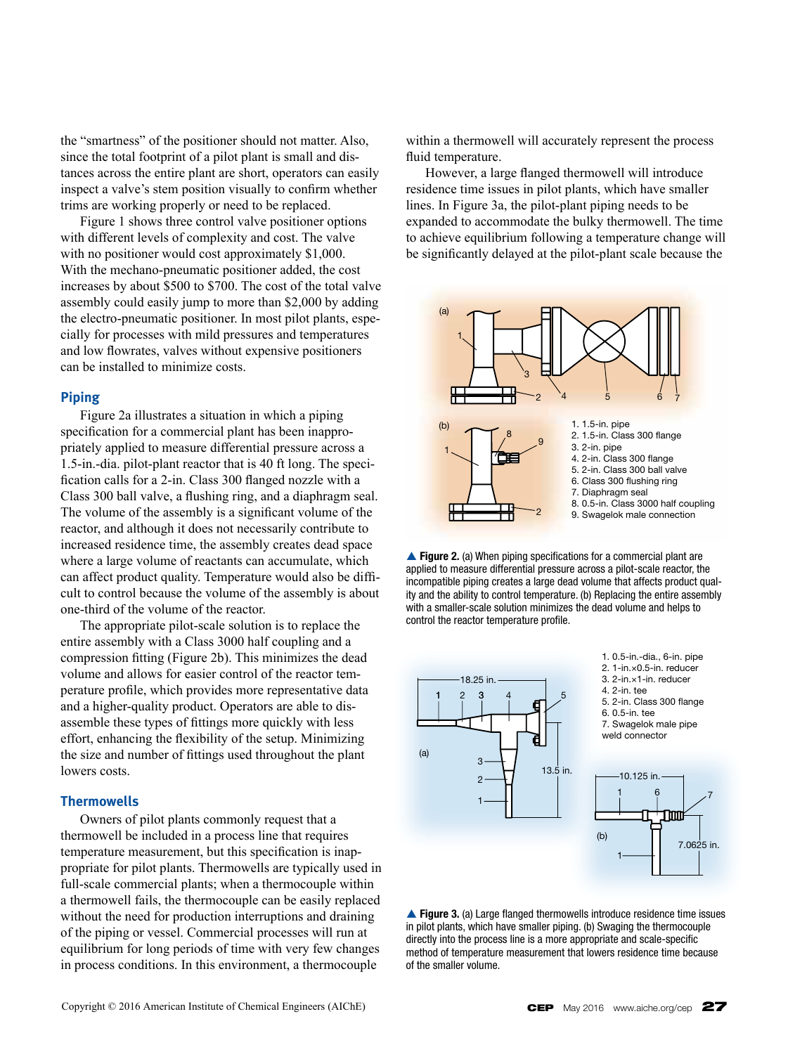the "smartness" of the positioner should not matter. Also, since the total footprint of a pilot plant is small and distances across the entire plant are short, operators can easily inspect a valve's stem position visually to confirm whether trims are working properly or need to be replaced.

Figure 1 shows three control valve positioner options with different levels of complexity and cost. The valve with no positioner would cost approximately $1,000. With the mechano-pneumatic positioner added, the cost increases by about $500 to $700. The cost of the total valve assembly could easily jump to more than $2,000 by adding the electro-pneumatic positioner. In most pilot plants, especially for processes with mild pressures and temperatures and low flowrates, valves without expensive positioners can be installed to minimize costs.

## Piping

Figure 2a illustrates a situation in which a piping specification for a commercial plant has been inappropriately applied to measure differential pressure across a 1.5-in.-dia. pilot-plant reactor that is 40 ft long. The specification calls for a 2-in. Class 300 flanged nozzle with a 2-in. Class 300 ball valve, a flushing ring, and a diaphragm seal. The volume of the assembly is a significant volume of the reactor, and although it does not necessarily contribute to increased residence time, the assembly creates dead space where a large volume of reactants can accumulate, which can affect product quality. Temperature would also be difficult to control because the volume of the assembly is about one-third of the volume of the reactor.

The appropriate pilot-scale solution is to replace the entire assembly with a Class 3000 half coupling and a compression fitting (Figure 2b). This minimizes the dead volume and allows for easier control of the reactor temperature profile, which provides more representative data and a higher-quality product. Operators are able to disassemble these types of fittings more quickly with less effort, enhancing the flexibility of the setup. Minimizing the size and number of fittings used throughout the plant lowers costs.

## Thermowells

Owners of pilot plants commonly request that a thermowell be included in a process line that requires temperature measurement, but this specification is inappropriate for pilot plants. Thermowells are typically used in full-scale commercial plants; when a thermocouple within a thermowell fails, the thermocouple can be easily replaced without the need for production interruptions and draining of the piping or vessel. Commercial processes will run at equilibrium for long periods of time with very few changes in process conditions. In this environment, a thermocouple within a thermowell will accurately represent the process fluid temperature.

However, a large flanged thermowell will introduce residence time issues in pilot plants, which have smaller lines. In Figure 3a, the pilot-plant piping needs to be expanded to accommodate the bulky thermowell. The time to achieve equilibrium following a temperature change will be significantly delayed at the pilot-plant scale because the

1. 1.5-in. pipe
2. 1.5-in. Class 300 flange
3. 2-in. pipe
4. 2-in. Class 300 flange
5. 2-in. Class 300 ball valve
6. Class 300 flushing ring
7. Diaphragm seal
8. 0.5-in. Class 3000 half coupling
9. Swagelok male connection

▲ **Figure 2.** (a) When piping specifications for a commercial plant are applied to measure differential pressure across a pilot-scale reactor, the incompatible piping creates a large dead volume that affects product quality and the ability to control temperature. (b) Replacing the entire assembly with a smaller-scale solution minimizes the dead volume and helps to control the reactor temperature profile.

1. 0.5-in.-dia., 6-in. pipe
2. 1-in.×0.5-in. reducer
3. 2-in.×1-in. reducer
4. 2-in. tee
5. 2-in. Class 300 flange
6. 0.5-in. tee
7. Swagelok male pipe weld connector

▲ **Figure 3.** (a) Large flanged thermowells introduce residence time issues in pilot plants, which have smaller piping. (b) Swaging the thermocouple directly into the process line is a more appropriate and scale-specific method of temperature measurement that lowers residence time because of the smaller volume.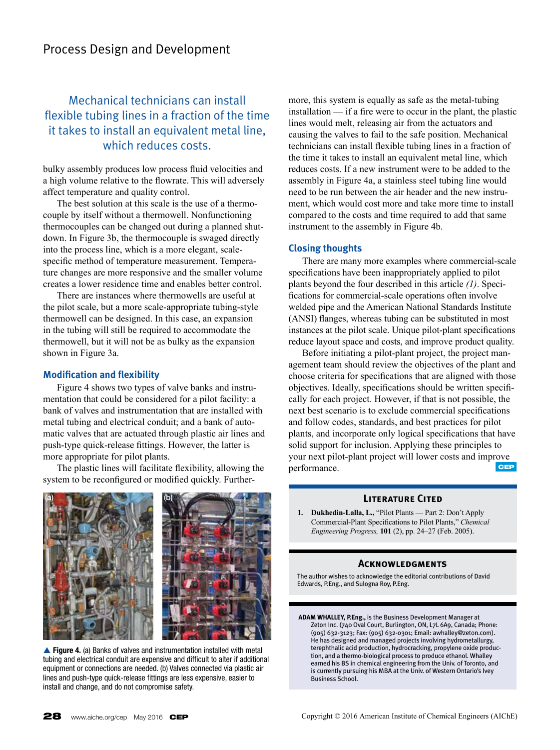> Mechanical technicians can install flexible tubing lines in a fraction of the time it takes to install an equivalent metal line, which reduces costs.

bulky assembly produces low process fluid velocities and a high volume relative to the flowrate. This will adversely affect temperature and quality control.

The best solution at this scale is the use of a thermocouple by itself without a thermowell. Nonfunctioning thermocouples can be changed out during a planned shutdown. In Figure 3b, the thermocouple is swaged directly into the process line, which is a more elegant, scale-specific method of temperature measurement. Temperature changes are more responsive and the smaller volume creates a lower residence time and enables better control.

There are instances where thermowells are useful at the pilot scale, but a more scale-appropriate tubing-style thermowell can be designed. In this case, an expansion in the tubing will still be required to accommodate the thermowell, but it will not be as bulky as the expansion shown in Figure 3a.

## Modification and flexibility

Figure 4 shows two types of valve banks and instrumentation that could be considered for a pilot facility: a bank of valves and instrumentation that are installed with metal tubing and electrical conduit; and a bank of automatic valves that are actuated through plastic air lines and push-type quick-release fittings. However, the latter is more appropriate for pilot plants.

The plastic lines will facilitate flexibility, allowing the system to be reconfigured or modified quickly. Furthermore, this system is equally as safe as the metal-tubing installation — if a fire were to occur in the plant, the plastic lines would melt, releasing air from the actuators and causing the valves to fail to the safe position. Mechanical technicians can install flexible tubing lines in a fraction of the time it takes to install an equivalent metal line, which reduces costs. If a new instrument were to be added to the assembly in Figure 4a, a stainless steel tubing line would need to be run between the air header and the new instrument, which would cost more and take more time to install compared to the costs and time required to add that same instrument to the assembly in Figure 4b.

▲ **Figure 4.** (a) Banks of valves and instrumentation installed with metal tubing and electrical conduit are expensive and difficult to alter if additional equipment or connections are needed. (b) Valves connected via plastic air lines and push-type quick-release fittings are less expensive, easier to install and change, and do not compromise safety.

## Closing thoughts

There are many more examples where commercial-scale specifications have been inappropriately applied to pilot plants beyond the four described in this article *(1)*. Specifications for commercial-scale operations often involve welded pipe and the American National Standards Institute (ANSI) flanges, whereas tubing can be substituted in most instances at the pilot scale. Unique pilot-plant specifications reduce layout space and costs, and improve product quality.

Before initiating a pilot-plant project, the project management team should review the objectives of the plant and choose criteria for specifications that are aligned with those objectives. Ideally, specifications should be written specifically for each project. However, if that is not possible, the next best scenario is to exclude commercial specifications and follow codes, standards, and best practices for pilot plants, and incorporate only logical specifications that have solid support for inclusion. Applying these principles to your next pilot-plant project will lower costs and improve performance. CEP

## Literature Cited

1. **Dukhedin-Lalla, L.,** "Pilot Plants — Part 2: Don't Apply Commercial-Plant Specifications to Pilot Plants," *Chemical Engineering Progress,* **101** (2), pp. 24–27 (Feb. 2005).

## Acknowledgments

The author wishes to acknowledge the editorial contributions of David Edwards, P.Eng., and Sulogna Roy, P.Eng.

**ADAM WHALLEY, P.Eng.,** is the Business Development Manager at Zeton Inc. (740 Oval Court, Burlington, ON, L7L 6A9, Canada; Phone: (905) 632-3123; Fax: (905) 632-0301; Email: awhalley@zeton.com). He has designed and managed projects involving hydrometallurgy, terephthalic acid production, hydrocracking, propylene oxide production, and a thermo-biological process to produce ethanol. Whalley earned his BS in chemical engineering from the Univ. of Toronto, and is currently pursuing his MBA at the Univ. of Western Ontario's Ivey Business School.

Copyright © 2016 American Institute of Chemical Engineers (AIChE)